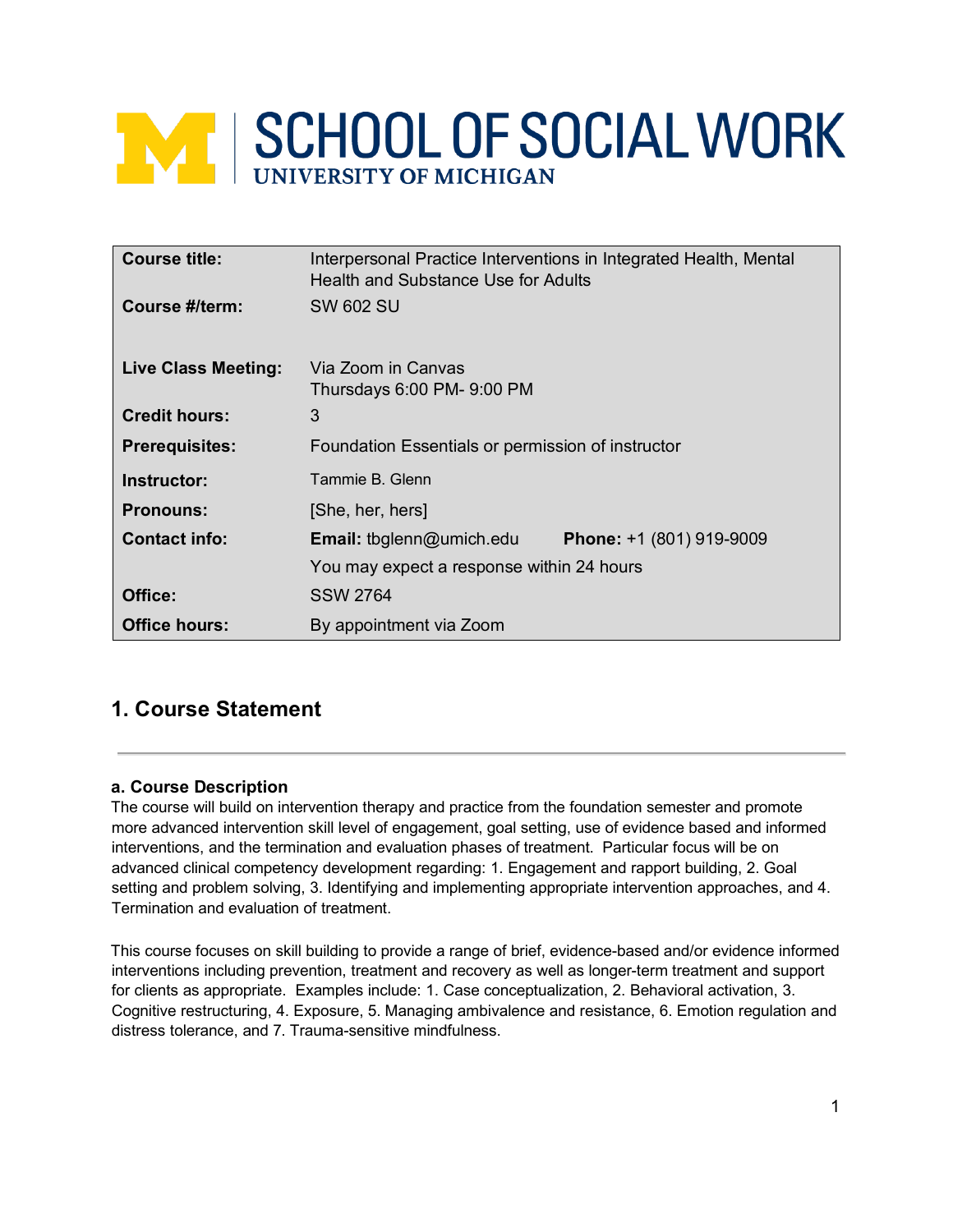# SCHOOL OF SOCIAL WORK

UNIVERSITY OF MICHIGAN

| | |
|---|---|
| **Course title:** | Interpersonal Practice Interventions in Integrated Health, Mental Health and Substance Use for Adults |
| **Course #/term:** | SW 602 SU |
| **Live Class Meeting:** | Via Zoom in Canvas<br>Thursdays 6:00 PM- 9:00 PM |
| **Credit hours:** | 3 |
| **Prerequisites:** | Foundation Essentials or permission of instructor |
| **Instructor:** | Tammie B. Glenn |
| **Pronouns:** | [She, her, hers] |
| **Contact info:** | **Email:** tbglenn@umich.edu **Phone:** +1 (801) 919-9009<br>You may expect a response within 24 hours |
| **Office:** | SSW 2764 |
| **Office hours:** | By appointment via Zoom |

## 1. Course Statement

### a. Course Description

The course will build on intervention therapy and practice from the foundation semester and promote more advanced intervention skill level of engagement, goal setting, use of evidence based and informed interventions, and the termination and evaluation phases of treatment. Particular focus will be on advanced clinical competency development regarding: 1. Engagement and rapport building, 2. Goal setting and problem solving, 3. Identifying and implementing appropriate intervention approaches, and 4. Termination and evaluation of treatment.

This course focuses on skill building to provide a range of brief, evidence-based and/or evidence informed interventions including prevention, treatment and recovery as well as longer-term treatment and support for clients as appropriate. Examples include: 1. Case conceptualization, 2. Behavioral activation, 3. Cognitive restructuring, 4. Exposure, 5. Managing ambivalence and resistance, 6. Emotion regulation and distress tolerance, and 7. Trauma-sensitive mindfulness.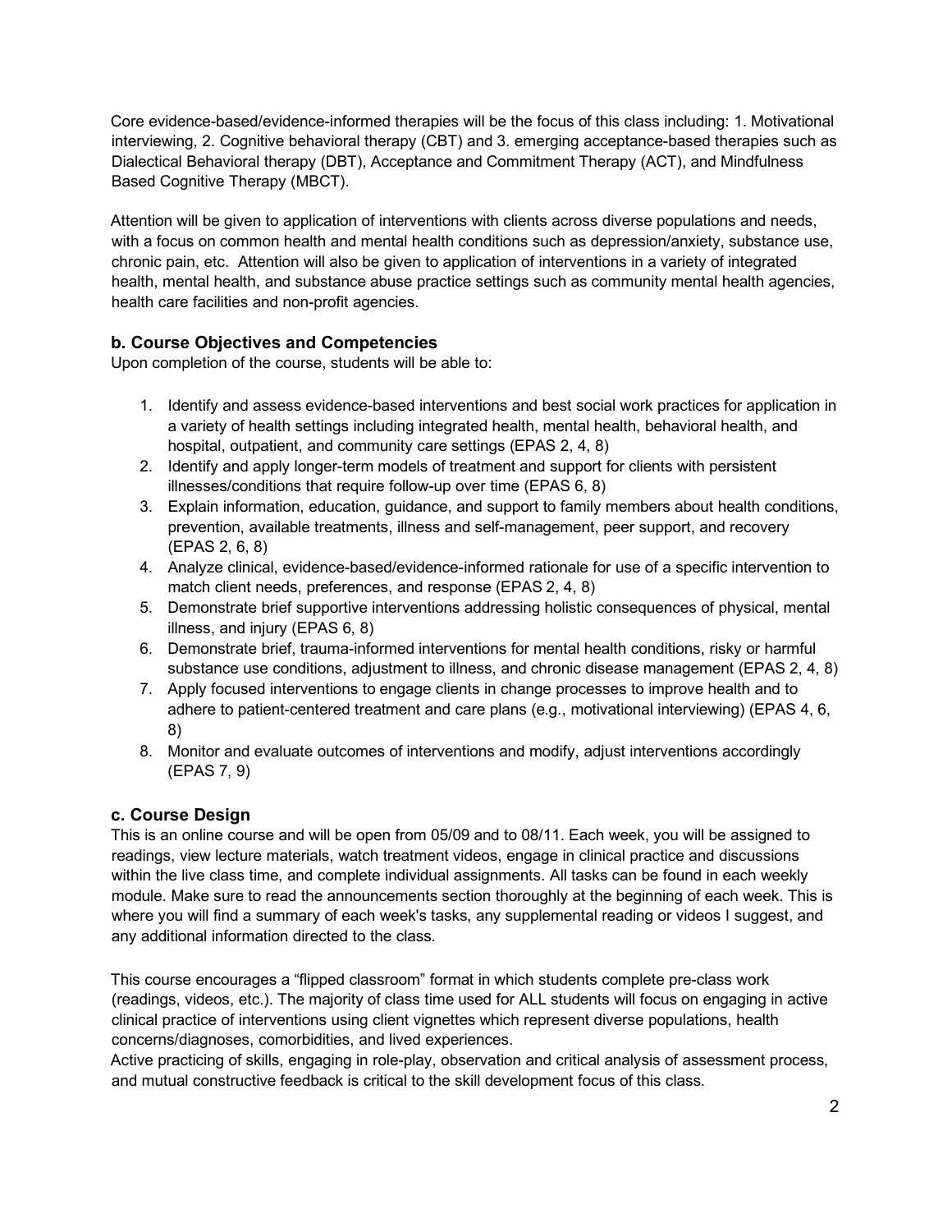Core evidence-based/evidence-informed therapies will be the focus of this class including: 1. Motivational interviewing, 2. Cognitive behavioral therapy (CBT) and 3. emerging acceptance-based therapies such as Dialectical Behavioral therapy (DBT), Acceptance and Commitment Therapy (ACT), and Mindfulness Based Cognitive Therapy (MBCT).

Attention will be given to application of interventions with clients across diverse populations and needs, with a focus on common health and mental health conditions such as depression/anxiety, substance use, chronic pain, etc. Attention will also be given to application of interventions in a variety of integrated health, mental health, and substance abuse practice settings such as community mental health agencies, health care facilities and non-profit agencies.

### b. Course Objectives and Competencies

Upon completion of the course, students will be able to:

1. Identify and assess evidence-based interventions and best social work practices for application in a variety of health settings including integrated health, mental health, behavioral health, and hospital, outpatient, and community care settings (EPAS 2, 4, 8)
2. Identify and apply longer-term models of treatment and support for clients with persistent illnesses/conditions that require follow-up over time (EPAS 6, 8)
3. Explain information, education, guidance, and support to family members about health conditions, prevention, available treatments, illness and self-management, peer support, and recovery (EPAS 2, 6, 8)
4. Analyze clinical, evidence-based/evidence-informed rationale for use of a specific intervention to match client needs, preferences, and response (EPAS 2, 4, 8)
5. Demonstrate brief supportive interventions addressing holistic consequences of physical, mental illness, and injury (EPAS 6, 8)
6. Demonstrate brief, trauma-informed interventions for mental health conditions, risky or harmful substance use conditions, adjustment to illness, and chronic disease management (EPAS 2, 4, 8)
7. Apply focused interventions to engage clients in change processes to improve health and to adhere to patient-centered treatment and care plans (e.g., motivational interviewing) (EPAS 4, 6, 8)
8. Monitor and evaluate outcomes of interventions and modify, adjust interventions accordingly (EPAS 7, 9)

### c. Course Design

This is an online course and will be open from 05/09 and to 08/11. Each week, you will be assigned to readings, view lecture materials, watch treatment videos, engage in clinical practice and discussions within the live class time, and complete individual assignments. All tasks can be found in each weekly module. Make sure to read the announcements section thoroughly at the beginning of each week. This is where you will find a summary of each week's tasks, any supplemental reading or videos I suggest, and any additional information directed to the class.

This course encourages a "flipped classroom" format in which students complete pre-class work (readings, videos, etc.). The majority of class time used for ALL students will focus on engaging in active clinical practice of interventions using client vignettes which represent diverse populations, health concerns/diagnoses, comorbidities, and lived experiences.

Active practicing of skills, engaging in role-play, observation and critical analysis of assessment process, and mutual constructive feedback is critical to the skill development focus of this class.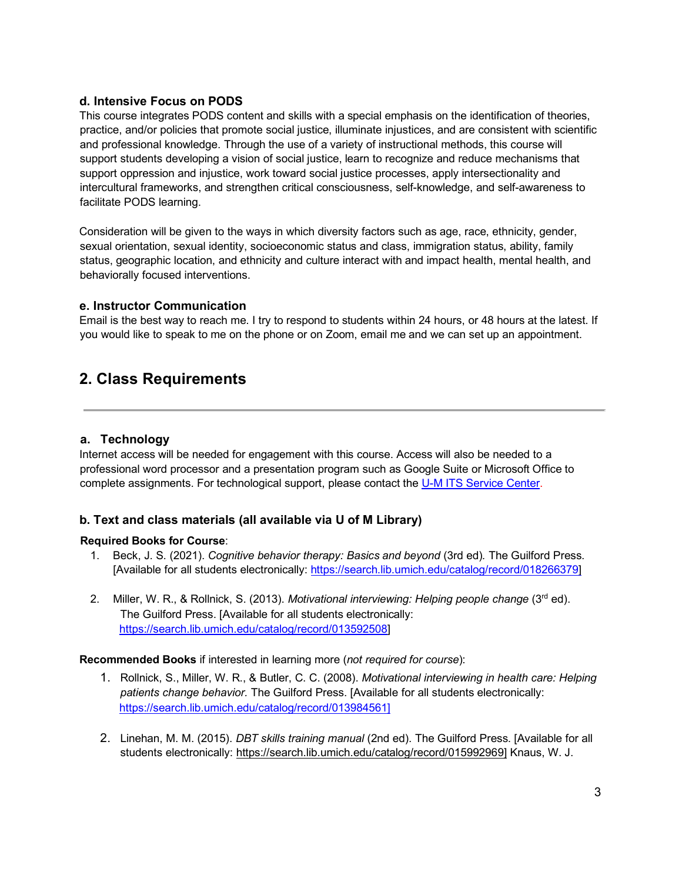### d. Intensive Focus on PODS

This course integrates PODS content and skills with a special emphasis on the identification of theories, practice, and/or policies that promote social justice, illuminate injustices, and are consistent with scientific and professional knowledge. Through the use of a variety of instructional methods, this course will support students developing a vision of social justice, learn to recognize and reduce mechanisms that support oppression and injustice, work toward social justice processes, apply intersectionality and intercultural frameworks, and strengthen critical consciousness, self-knowledge, and self-awareness to facilitate PODS learning.

Consideration will be given to the ways in which diversity factors such as age, race, ethnicity, gender, sexual orientation, sexual identity, socioeconomic status and class, immigration status, ability, family status, geographic location, and ethnicity and culture interact with and impact health, mental health, and behaviorally focused interventions.

### e. Instructor Communication

Email is the best way to reach me. I try to respond to students within 24 hours, or 48 hours at the latest. If you would like to speak to me on the phone or on Zoom, email me and we can set up an appointment.

## 2. Class Requirements

---

### a. Technology

Internet access will be needed for engagement with this course. Access will also be needed to a professional word processor and a presentation program such as Google Suite or Microsoft Office to complete assignments. For technological support, please contact the U-M ITS Service Center.

### b. Text and class materials (all available via U of M Library)

**Required Books for Course**:

1. Beck, J. S. (2021). *Cognitive behavior therapy: Basics and beyond* (3rd ed). The Guilford Press. [Available for all students electronically: https://search.lib.umich.edu/catalog/record/018266379]

2. Miller, W. R., & Rollnick, S. (2013). *Motivational interviewing: Helping people change* (3rd ed). The Guilford Press. [Available for all students electronically: https://search.lib.umich.edu/catalog/record/013592508]

**Recommended Books** if interested in learning more (*not required for course*):

1. Rollnick, S., Miller, W. R., & Butler, C. C. (2008). *Motivational interviewing in health care: Helping patients change behavior.* The Guilford Press. [Available for all students electronically: https://search.lib.umich.edu/catalog/record/013984561]

2. Linehan, M. M. (2015). *DBT skills training manual* (2nd ed). The Guilford Press. [Available for all students electronically: https://search.lib.umich.edu/catalog/record/015992969] Knaus, W. J.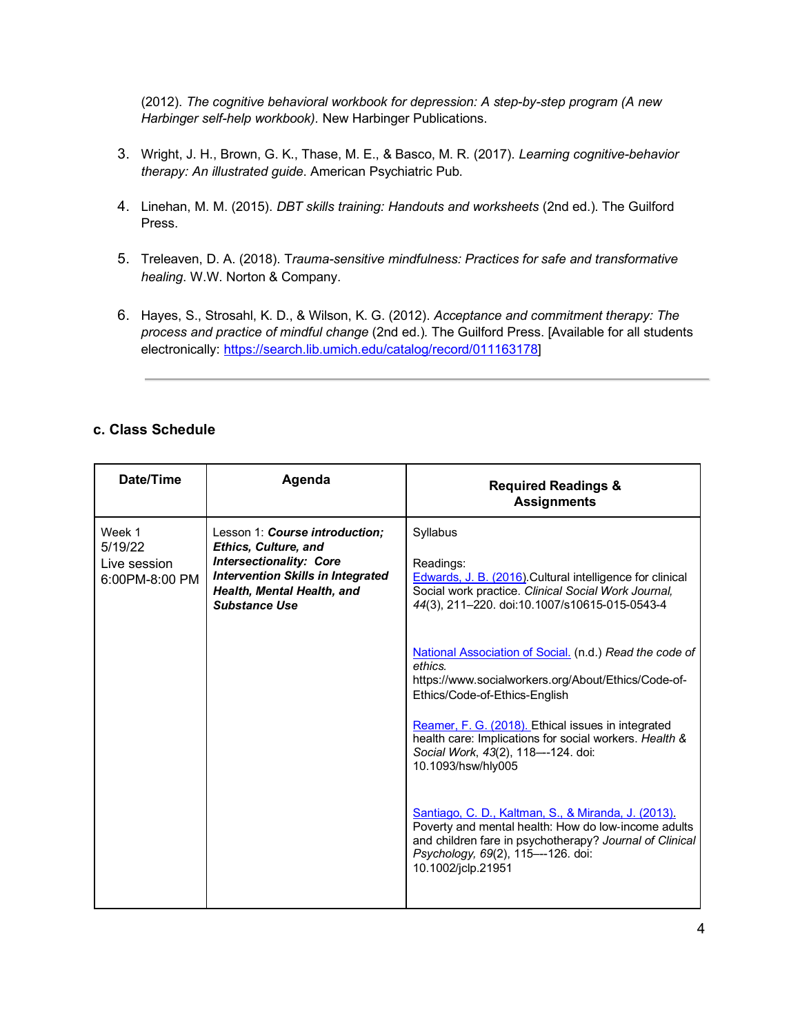(2012). *The cognitive behavioral workbook for depression: A step-by-step program (A new Harbinger self-help workbook)*. New Harbinger Publications.

3. Wright, J. H., Brown, G. K., Thase, M. E., & Basco, M. R. (2017). *Learning cognitive-behavior therapy: An illustrated guide*. American Psychiatric Pub.

4. Linehan, M. M. (2015). *DBT skills training: Handouts and worksheets* (2nd ed.). The Guilford Press.

5. Treleaven, D. A. (2018). T*rauma-sensitive mindfulness: Practices for safe and transformative healing.* W.W. Norton & Company.

6. Hayes, S., Strosahl, K. D., & Wilson, K. G. (2012). *Acceptance and commitment therapy: The process and practice of mindful change* (2nd ed.)*.* The Guilford Press. [Available for all students electronically: https://search.lib.umich.edu/catalog/record/011163178]

---

### c. Class Schedule

| Date/Time | Agenda | Required Readings & Assignments |
| --- | --- | --- |
| Week 1<br>5/19/22<br>Live session<br>6:00PM-8:00 PM | Lesson 1: ***Course introduction; Ethics, Culture, and Intersectionality: Core Intervention Skills in Integrated Health, Mental Health, and Substance Use*** | Syllabus<br><br>Readings:<br>Edwards, J. B. (2016).Cultural intelligence for clinical Social work practice. *Clinical Social Work Journal, 44*(3), 211–220. doi:10.1007/s10615-015-0543-4<br><br>National Association of Social. (n.d.) *Read the code of ethics.* https://www.socialworkers.org/About/Ethics/Code-of-Ethics/Code-of-Ethics-English<br><br>Reamer, F. G. (2018). Ethical issues in integrated health care: Implications for social workers. *Health & Social Work*, *43*(2), 118–-124. doi: 10.1093/hsw/hly005<br><br>Santiago, C. D., Kaltman, S., & Miranda, J. (2013). Poverty and mental health: How do low-income adults and children fare in psychotherapy? *Journal of Clinical Psychology, 69*(2), 115–-126. doi: 10.1002/jclp.21951 |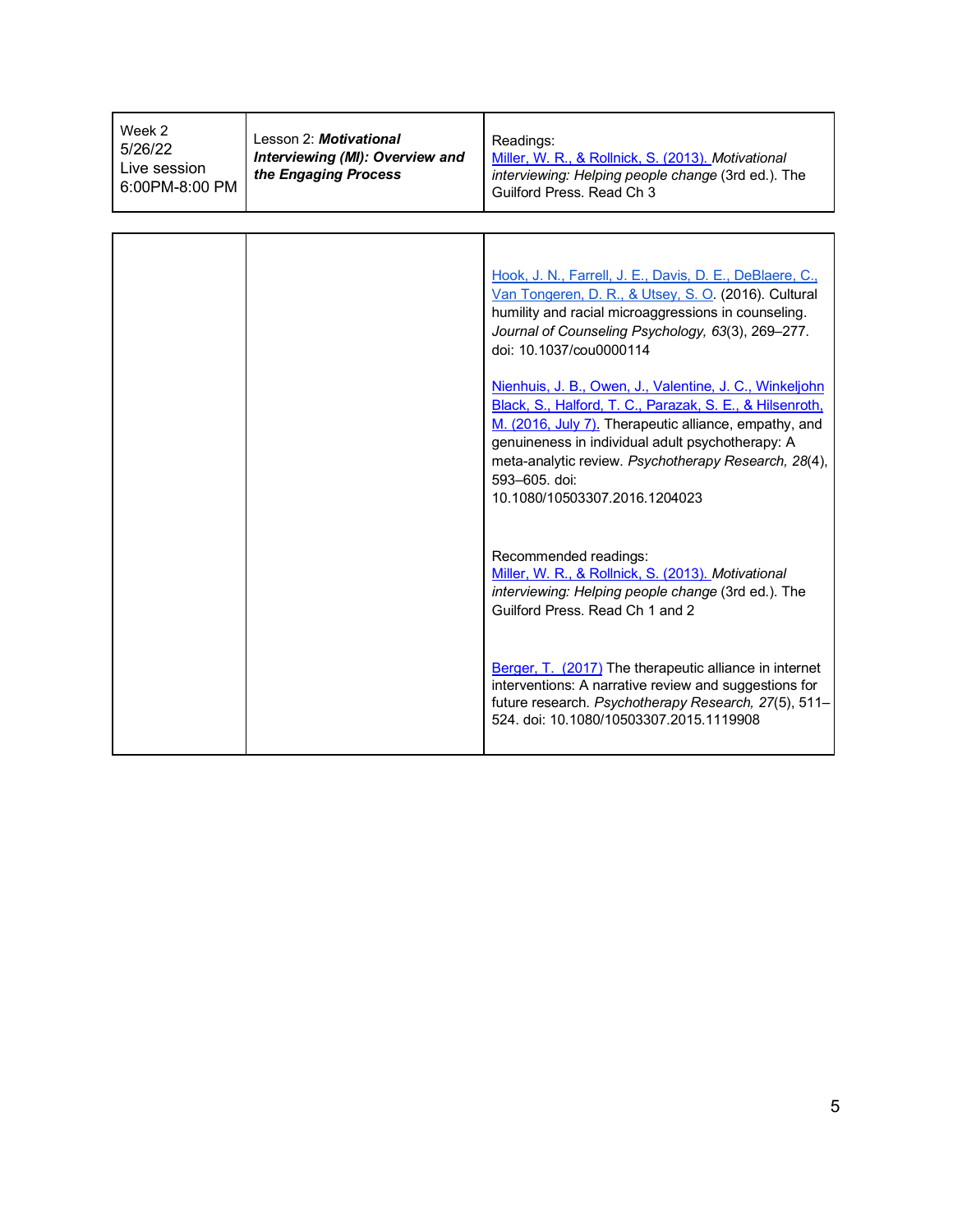| | | |
|---|---|---|
| Week 2<br>5/26/22<br>Live session<br>6:00PM-8:00 PM | Lesson 2: ***Motivational Interviewing (MI): Overview and the Engaging Process*** | Readings:<br>Miller, W. R., & Rollnick, S. (2013). *Motivational interviewing: Helping people change* (3rd ed.). The Guilford Press. Read Ch 3 |
| | | Hook, J. N., Farrell, J. E., Davis, D. E., DeBlaere, C., Van Tongeren, D. R., & Utsey, S. O. (2016). Cultural humility and racial microaggressions in counseling. *Journal of Counseling Psychology, 63*(3), 269–277. doi: 10.1037/cou0000114<br><br>Nienhuis, J. B., Owen, J., Valentine, J. C., Winkeljohn Black, S., Halford, T. C., Parazak, S. E., & Hilsenroth, M. (2016, July 7). Therapeutic alliance, empathy, and genuineness in individual adult psychotherapy: A meta-analytic review. *Psychotherapy Research, 28*(4), 593–605. doi: 10.1080/10503307.2016.1204023<br><br>Recommended readings:<br>Miller, W. R., & Rollnick, S. (2013). *Motivational interviewing: Helping people change* (3rd ed.). The Guilford Press. Read Ch 1 and 2<br><br>Berger, T. (2017) The therapeutic alliance in internet interventions: A narrative review and suggestions for future research. *Psychotherapy Research, 27*(5), 511–524. doi: 10.1080/10503307.2015.1119908 |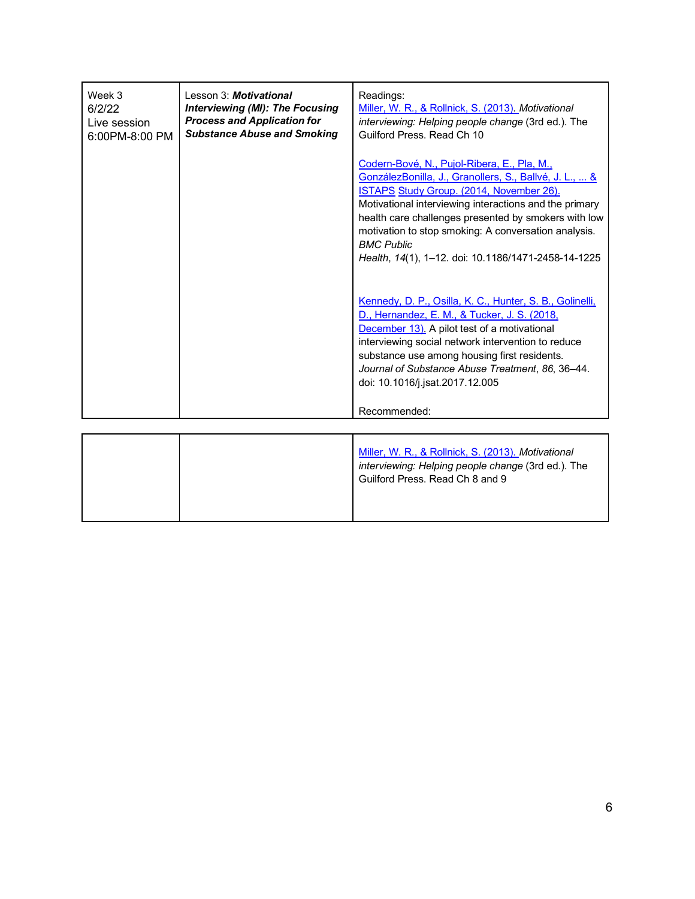| | | |
|---|---|---|
| Week 3<br>6/2/22<br>Live session<br>6:00PM-8:00 PM | Lesson 3: ***Motivational Interviewing (MI): The Focusing Process and Application for Substance Abuse and Smoking*** | Readings:<br>Miller, W. R., & Rollnick, S. (2013). *Motivational interviewing: Helping people change* (3rd ed.). The Guilford Press. Read Ch 10<br><br>Codern-Bové, N., Pujol-Ribera, E., Pla, M., GonzálezBonilla, J., Granollers, S., Ballvé, J. L., ... & ISTAPS Study Group. (2014, November 26). Motivational interviewing interactions and the primary health care challenges presented by smokers with low motivation to stop smoking: A conversation analysis. *BMC Public Health*, *14*(1), 1–12. doi: 10.1186/1471-2458-14-1225<br><br>Kennedy, D. P., Osilla, K. C., Hunter, S. B., Golinelli, D., Hernandez, E. M., & Tucker, J. S. (2018, December 13). A pilot test of a motivational interviewing social network intervention to reduce substance use among housing first residents. *Journal of Substance Abuse Treatment*, *86*, 36–44. doi: 10.1016/j.jsat.2017.12.005<br><br>Recommended:<br>Miller, W. R., & Rollnick, S. (2013). *Motivational interviewing: Helping people change* (3rd ed.). The Guilford Press. Read Ch 8 and 9 |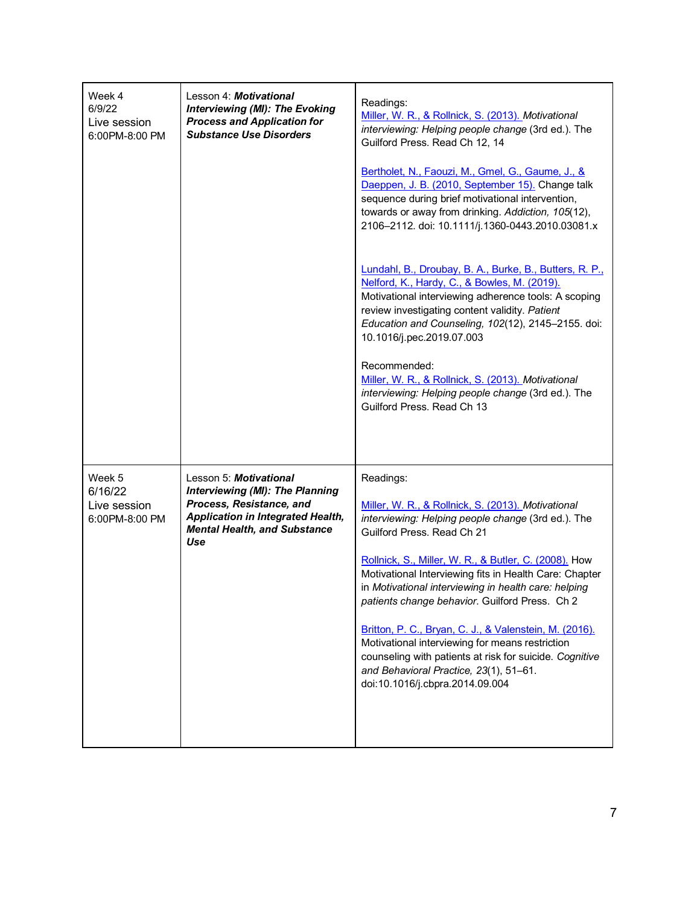| | | |
|---|---|---|
| Week 4<br>6/9/22<br>Live session<br>6:00PM-8:00 PM | Lesson 4: ***Motivational Interviewing (MI): The Evoking Process and Application for Substance Use Disorders*** | Readings:<br>Miller, W. R., & Rollnick, S. (2013). *Motivational interviewing: Helping people change* (3rd ed.). The Guilford Press. Read Ch 12, 14<br><br>Bertholet, N., Faouzi, M., Gmel, G., Gaume, J., & Daeppen, J. B. (2010, September 15). Change talk sequence during brief motivational intervention, towards or away from drinking. *Addiction, 105*(12), 2106–2112. doi: 10.1111/j.1360-0443.2010.03081.x<br><br>Lundahl, B., Droubay, B. A., Burke, B., Butters, R. P., Nelford, K., Hardy, C., & Bowles, M. (2019). Motivational interviewing adherence tools: A scoping review investigating content validity. *Patient Education and Counseling, 102*(12), 2145–2155. doi: 10.1016/j.pec.2019.07.003<br><br>Recommended:<br>Miller, W. R., & Rollnick, S. (2013). *Motivational interviewing: Helping people change* (3rd ed.). The Guilford Press. Read Ch 13 |
| Week 5<br>6/16/22<br>Live session<br>6:00PM-8:00 PM | Lesson 5: ***Motivational Interviewing (MI): The Planning Process, Resistance, and Application in Integrated Health, Mental Health, and Substance Use*** | Readings:<br><br>Miller, W. R., & Rollnick, S. (2013). *Motivational interviewing: Helping people change* (3rd ed.). The Guilford Press. Read Ch 21<br><br>Rollnick, S., Miller, W. R., & Butler, C. (2008). How Motivational Interviewing fits in Health Care: Chapter in *Motivational interviewing in health care: helping patients change behavior*. Guilford Press. Ch 2<br><br>Britton, P. C., Bryan, C. J., & Valenstein, M. (2016). Motivational interviewing for means restriction counseling with patients at risk for suicide. *Cognitive and Behavioral Practice, 23*(1), 51–61. doi:10.1016/j.cbpra.2014.09.004 |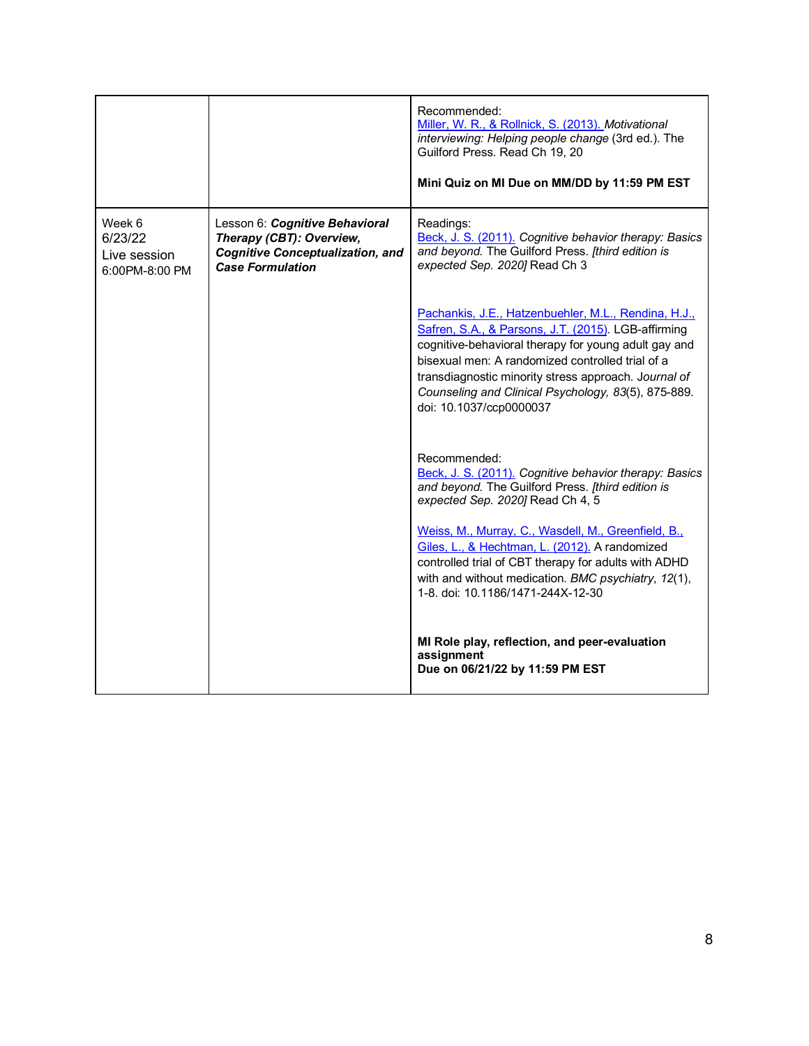| | | |
|---|---|---|
| | | Recommended:<br>Miller, W. R., & Rollnick, S. (2013). *Motivational interviewing: Helping people change* (3rd ed.). The Guilford Press. Read Ch 19, 20<br><br>**Mini Quiz on MI Due on MM/DD by 11:59 PM EST** |
| Week 6<br>6/23/22<br>Live session<br>6:00PM-8:00 PM | Lesson 6: ***Cognitive Behavioral Therapy (CBT): Overview, Cognitive Conceptualization, and Case Formulation*** | Readings:<br>Beck, J. S. (2011). *Cognitive behavior therapy: Basics and beyond.* The Guilford Press. *[third edition is expected Sep. 2020]* Read Ch 3<br><br>Pachankis, J.E., Hatzenbuehler, M.L., Rendina, H.J., Safren, S.A., & Parsons, J.T. (2015). LGB-affirming cognitive-behavioral therapy for young adult gay and bisexual men: A randomized controlled trial of a transdiagnostic minority stress approach. J*ournal of Counseling and Clinical Psychology, 83*(5), 875-889. doi: 10.1037/ccp0000037<br><br>Recommended:<br>Beck, J. S. (2011). *Cognitive behavior therapy: Basics and beyond.* The Guilford Press. *[third edition is expected Sep. 2020]* Read Ch 4, 5<br><br>Weiss, M., Murray, C., Wasdell, M., Greenfield, B., Giles, L., & Hechtman, L. (2012). A randomized controlled trial of CBT therapy for adults with ADHD with and without medication. *BMC psychiatry*, *12*(1), 1-8. doi: 10.1186/1471-244X-12-30<br><br>**MI Role play, reflection, and peer-evaluation assignment**<br>**Due on 06/21/22 by 11:59 PM EST** |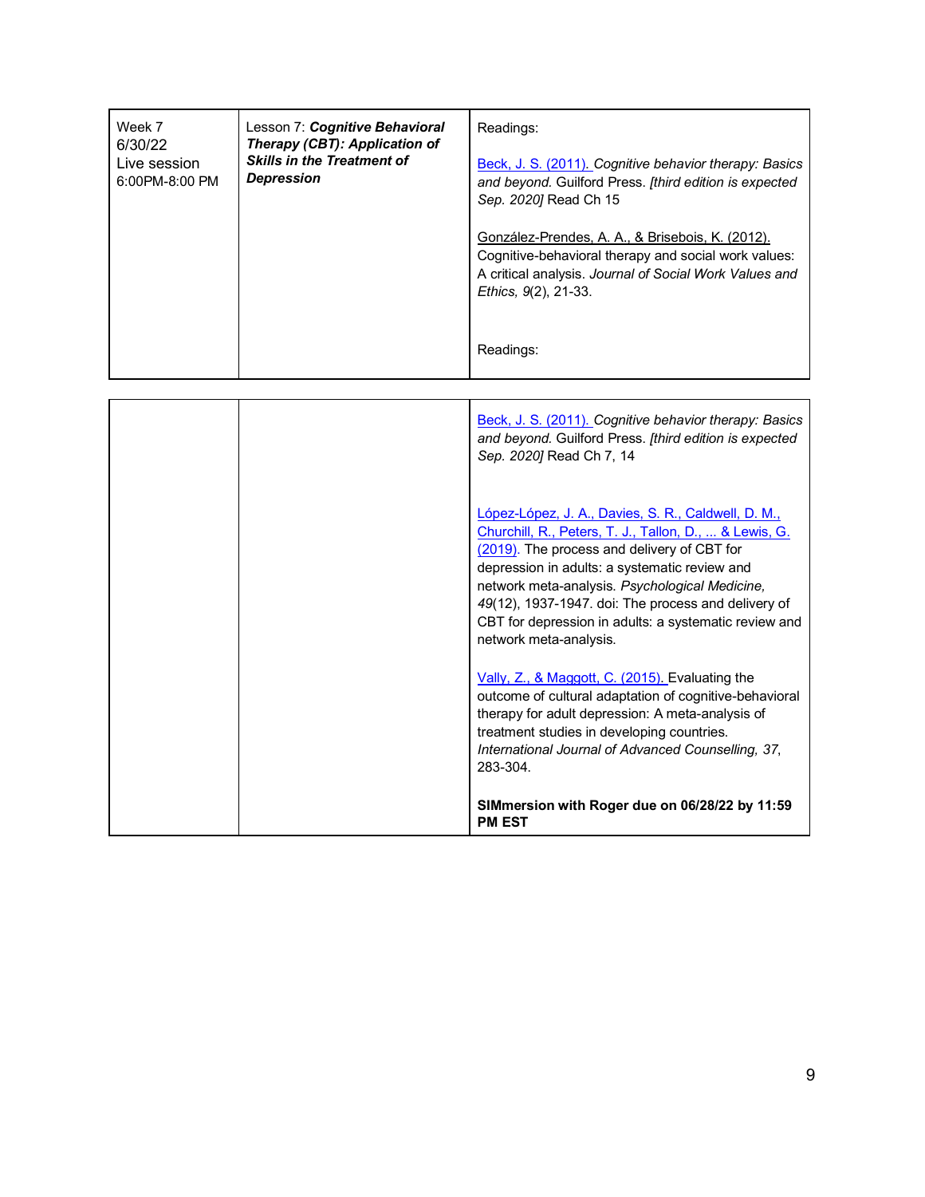| Week 7<br>6/30/22<br>Live session<br>6:00PM-8:00 PM | Lesson 7: ***Cognitive Behavioral Therapy (CBT): Application of Skills in the Treatment of Depression*** | Readings:<br><br>Beck, J. S. (2011). *Cognitive behavior therapy: Basics and beyond.* Guilford Press. *[third edition is expected Sep. 2020]* Read Ch 15<br><br>González-Prendes, A. A., & Brisebois, K. (2012). Cognitive-behavioral therapy and social work values: A critical analysis. *Journal of Social Work Values and Ethics, 9*(2), 21-33.<br><br>Readings:<br><br>Beck, J. S. (2011). *Cognitive behavior therapy: Basics and beyond.* Guilford Press. *[third edition is expected Sep. 2020]* Read Ch 7, 14<br><br>López-López, J. A., Davies, S. R., Caldwell, D. M., Churchill, R., Peters, T. J., Tallon, D., ... & Lewis, G. (2019). The process and delivery of CBT for depression in adults: a systematic review and network meta-analysis. *Psychological Medicine, 49*(12), 1937-1947. doi: The process and delivery of CBT for depression in adults: a systematic review and network meta-analysis.<br><br>Vally, Z., & Maggott, C. (2015). Evaluating the outcome of cultural adaptation of cognitive-behavioral therapy for adult depression: A meta-analysis of treatment studies in developing countries. *International Journal of Advanced Counselling, 37*, 283-304.<br><br>**SIMmersion with Roger due on 06/28/22 by 11:59 PM EST** |
|---|---|---|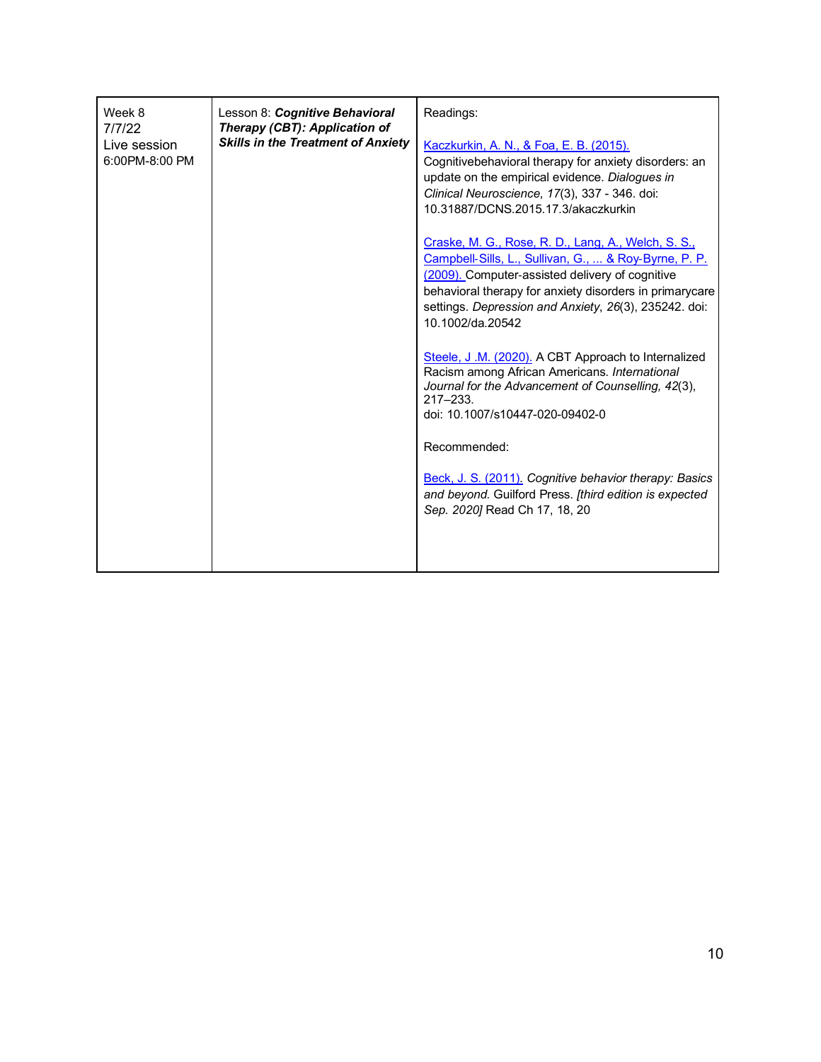| | | |
|---|---|---|
| Week 8<br>7/7/22<br>Live session<br>6:00PM-8:00 PM | Lesson 8: ***Cognitive Behavioral Therapy (CBT): Application of Skills in the Treatment of Anxiety*** | Readings:<br><br>Kaczkurkin, A. N., & Foa, E. B. (2015). Cognitivebehavioral therapy for anxiety disorders: an update on the empirical evidence. *Dialogues in Clinical Neuroscience*, *17*(3), 337 - 346. doi: 10.31887/DCNS.2015.17.3/akaczkurkin<br><br>Craske, M. G., Rose, R. D., Lang, A., Welch, S. S., Campbell-Sills, L., Sullivan, G., ... & Roy-Byrne, P. P. (2009). Computer-assisted delivery of cognitive behavioral therapy for anxiety disorders in primarycare settings. *Depression and Anxiety*, *26*(3), 235242. doi: 10.1002/da.20542<br><br>Steele, J .M. (2020). A CBT Approach to Internalized Racism among African Americans. *International Journal for the Advancement of Counselling, 42*(3), 217–233.<br>doi: 10.1007/s10447-020-09402-0<br><br>Recommended:<br><br>Beck, J. S. (2011). *Cognitive behavior therapy: Basics and beyond.* Guilford Press. *[third edition is expected Sep. 2020]* Read Ch 17, 18, 20 |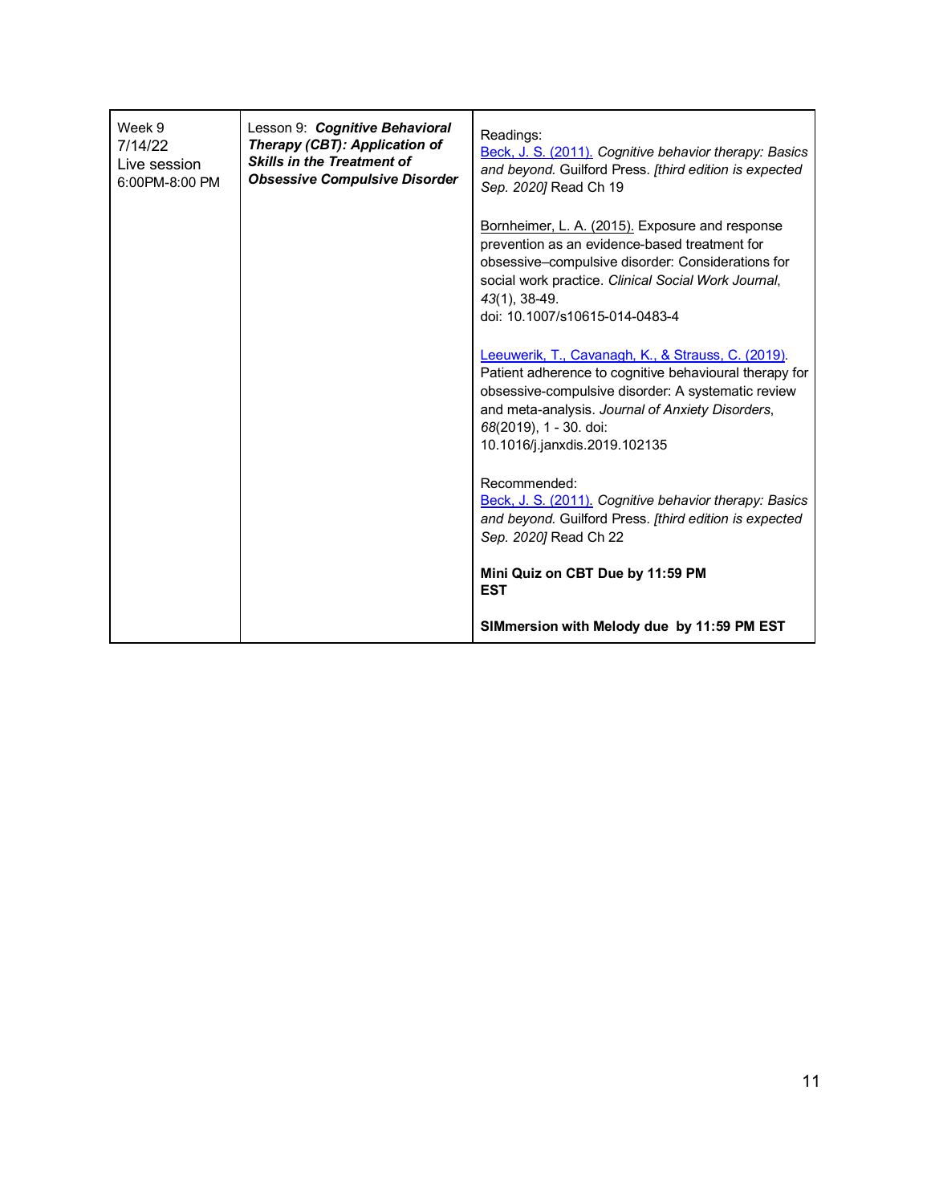| | | |
|---|---|---|
| Week 9<br>7/14/22<br>Live session<br>6:00PM-8:00 PM | Lesson 9: ***Cognitive Behavioral Therapy (CBT): Application of Skills in the Treatment of Obsessive Compulsive Disorder*** | Readings:<br>Beck, J. S. (2011). *Cognitive behavior therapy: Basics and beyond.* Guilford Press. *[third edition is expected Sep. 2020]* Read Ch 19<br><br>Bornheimer, L. A. (2015). Exposure and response prevention as an evidence-based treatment for obsessive–compulsive disorder: Considerations for social work practice. *Clinical Social Work Journal*, *43*(1), 38-49.<br>doi: 10.1007/s10615-014-0483-4<br><br>Leeuwerik, T., Cavanagh, K., & Strauss, C. (2019). Patient adherence to cognitive behavioural therapy for obsessive-compulsive disorder: A systematic review and meta-analysis. *Journal of Anxiety Disorders*, *68*(2019), 1 - 30. doi: 10.1016/j.janxdis.2019.102135<br><br>Recommended:<br>Beck, J. S. (2011). *Cognitive behavior therapy: Basics and beyond.* Guilford Press. *[third edition is expected Sep. 2020]* Read Ch 22<br><br>**Mini Quiz on CBT Due by 11:59 PM EST**<br><br>**SIMmersion with Melody due by 11:59 PM EST** |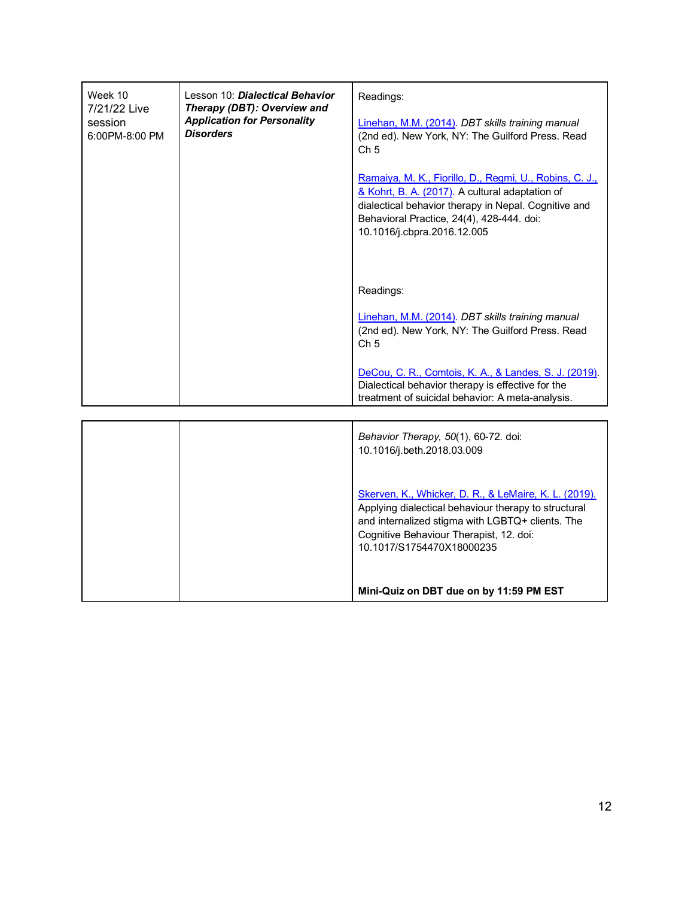| | | |
|---|---|---|
| Week 10<br>7/21/22 Live session<br>6:00PM-8:00 PM | Lesson 10: ***Dialectical Behavior Therapy (DBT): Overview and Application for Personality Disorders*** | Readings:<br><br>Linehan, M.M. (2014). *DBT skills training manual* (2nd ed). New York, NY: The Guilford Press. Read Ch 5<br><br>Ramaiya, M. K., Fiorillo, D., Regmi, U., Robins, C. J., & Kohrt, B. A. (2017). A cultural adaptation of dialectical behavior therapy in Nepal. Cognitive and Behavioral Practice, 24(4), 428-444. doi: 10.1016/j.cbpra.2016.12.005<br><br>Readings:<br><br>Linehan, M.M. (2014). *DBT skills training manual* (2nd ed). New York, NY: The Guilford Press. Read Ch 5<br><br>DeCou, C. R., Comtois, K. A., & Landes, S. J. (2019). Dialectical behavior therapy is effective for the treatment of suicidal behavior: A meta-analysis. *Behavior Therapy, 50*(1), 60-72. doi: 10.1016/j.beth.2018.03.009<br><br>Skerven, K., Whicker, D. R., & LeMaire, K. L. (2019). Applying dialectical behaviour therapy to structural and internalized stigma with LGBTQ+ clients. The Cognitive Behaviour Therapist, 12. doi: 10.1017/S1754470X18000235<br><br>**Mini-Quiz on DBT due on by 11:59 PM EST** |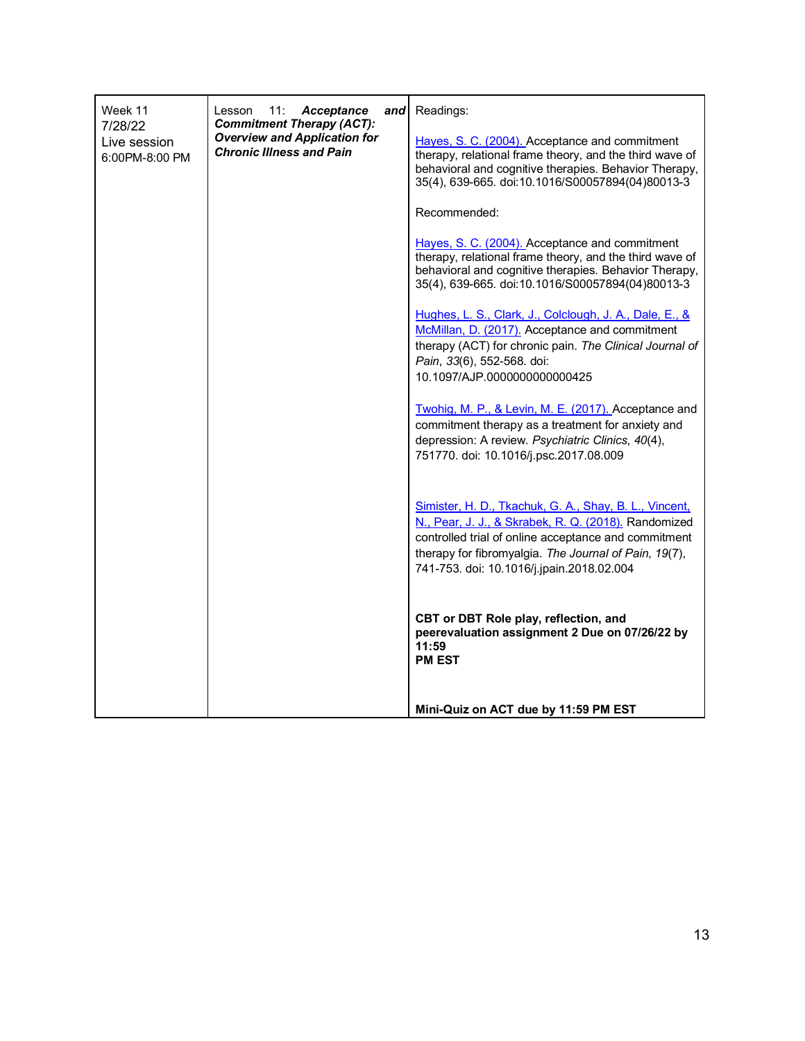| Week 11<br>7/28/22<br>Live session<br>6:00PM-8:00 PM | Lesson 11: ***Acceptance and Commitment Therapy (ACT): Overview and Application for Chronic Illness and Pain*** | Readings:<br><br>Hayes, S. C. (2004). Acceptance and commitment therapy, relational frame theory, and the third wave of behavioral and cognitive therapies. Behavior Therapy, 35(4), 639-665. doi:10.1016/S00057894(04)80013-3<br><br>Recommended:<br><br>Hayes, S. C. (2004). Acceptance and commitment therapy, relational frame theory, and the third wave of behavioral and cognitive therapies. Behavior Therapy, 35(4), 639-665. doi:10.1016/S00057894(04)80013-3<br><br>Hughes, L. S., Clark, J., Colclough, J. A., Dale, E., & McMillan, D. (2017). Acceptance and commitment therapy (ACT) for chronic pain. *The Clinical Journal of Pain*, *33*(6), 552-568. doi: 10.1097/AJP.0000000000000425<br><br>Twohig, M. P., & Levin, M. E. (2017). Acceptance and commitment therapy as a treatment for anxiety and depression: A review. *Psychiatric Clinics*, *40*(4), 751770. doi: 10.1016/j.psc.2017.08.009<br><br>Simister, H. D., Tkachuk, G. A., Shay, B. L., Vincent, N., Pear, J. J., & Skrabek, R. Q. (2018). Randomized controlled trial of online acceptance and commitment therapy for fibromyalgia. *The Journal of Pain*, *19*(7), 741-753. doi: 10.1016/j.jpain.2018.02.004<br><br>**CBT or DBT Role play, reflection, and peerevaluation assignment 2 Due on 07/26/22 by 11:59 PM EST**<br><br>**Mini-Quiz on ACT due by 11:59 PM EST** |
|---|---|---|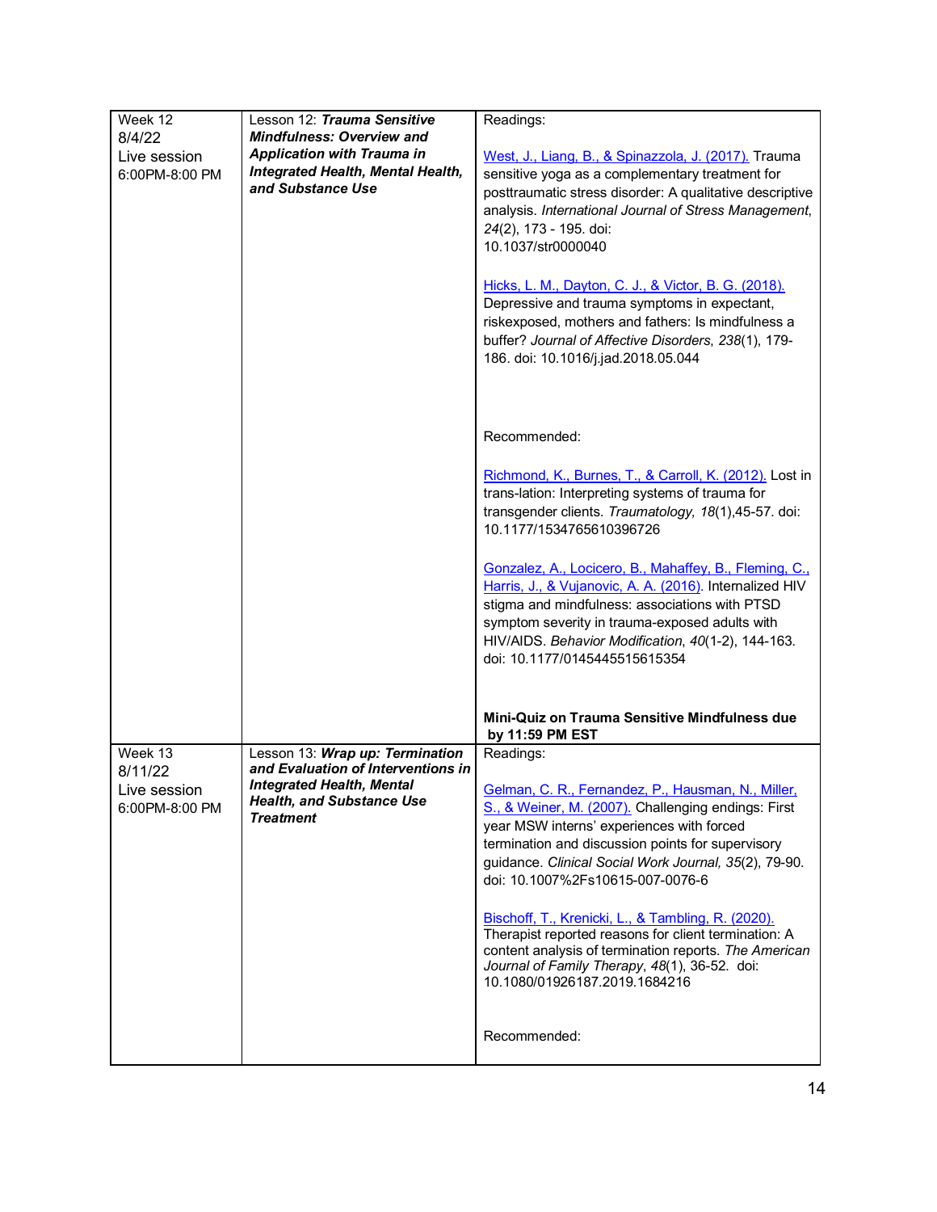| | | |
|---|---|---|
| Week 12<br>8/4/22<br>Live session<br>6:00PM-8:00 PM | Lesson 12: ***Trauma Sensitive Mindfulness: Overview and Application with Trauma in Integrated Health, Mental Health, and Substance Use*** | Readings:<br><br>West, J., Liang, B., & Spinazzola, J. (2017). Trauma sensitive yoga as a complementary treatment for posttraumatic stress disorder: A qualitative descriptive analysis. *International Journal of Stress Management*, *24*(2), 173 - 195. doi: 10.1037/str0000040<br><br>Hicks, L. M., Dayton, C. J., & Victor, B. G. (2018). Depressive and trauma symptoms in expectant, riskexposed, mothers and fathers: Is mindfulness a buffer? *Journal of Affective Disorders*, *238*(1), 179-186. doi: 10.1016/j.jad.2018.05.044<br><br>Recommended:<br><br>Richmond, K., Burnes, T., & Carroll, K. (2012). Lost in trans-lation: Interpreting systems of trauma for transgender clients. *Traumatology, 18*(1),45-57. doi: 10.1177/1534765610396726<br><br>Gonzalez, A., Locicero, B., Mahaffey, B., Fleming, C., Harris, J., & Vujanovic, A. A. (2016). Internalized HIV stigma and mindfulness: associations with PTSD symptom severity in trauma-exposed adults with HIV/AIDS. *Behavior Modification*, *40*(1-2), 144-163. doi: 10.1177/0145445515615354<br><br>**Mini-Quiz on Trauma Sensitive Mindfulness due by 11:59 PM EST** |
| Week 13<br>8/11/22<br>Live session<br>6:00PM-8:00 PM | Lesson 13: ***Wrap up: Termination and Evaluation of Interventions in Integrated Health, Mental Health, and Substance Use Treatment*** | Readings:<br><br>Gelman, C. R., Fernandez, P., Hausman, N., Miller, S., & Weiner, M. (2007). Challenging endings: First year MSW interns' experiences with forced termination and discussion points for supervisory guidance. *Clinical Social Work Journal, 35*(2), 79-90. doi: 10.1007%2Fs10615-007-0076-6<br><br>Bischoff, T., Krenicki, L., & Tambling, R. (2020). Therapist reported reasons for client termination: A content analysis of termination reports. *The American Journal of Family Therapy*, *48*(1), 36-52. doi: 10.1080/01926187.2019.1684216<br><br>Recommended: |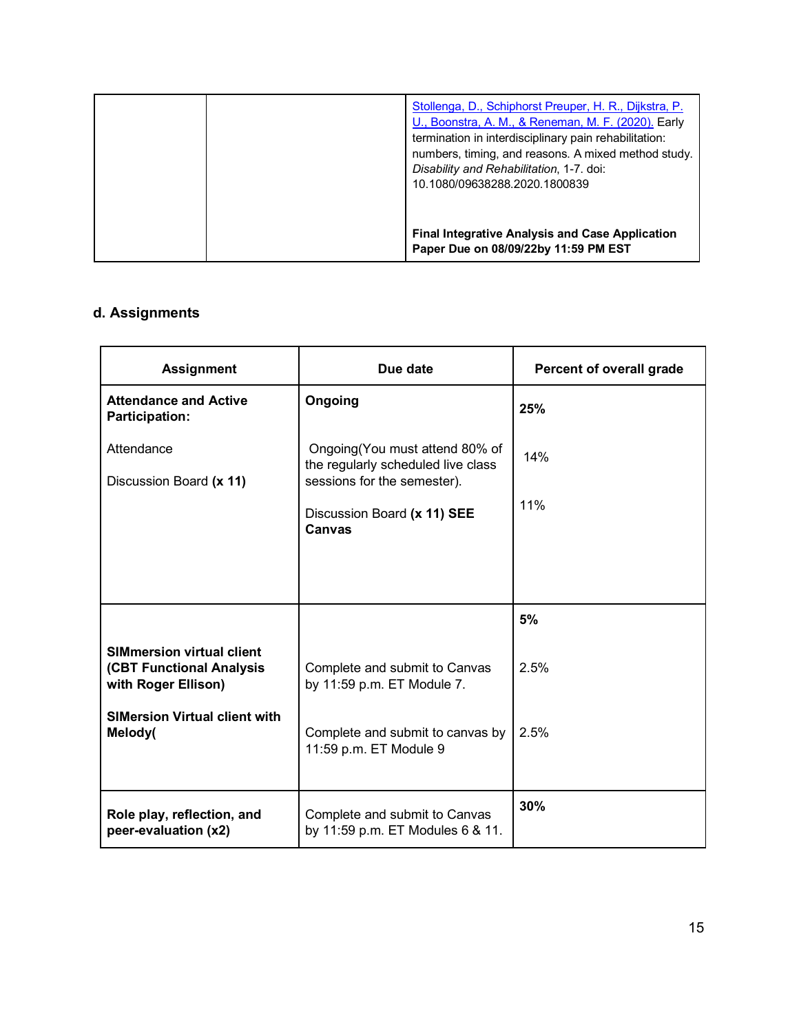| | | |
|---|---|---|
| | | [Stollenga, D., Schiphorst Preuper, H. R., Dijkstra, P. U., Boonstra, A. M., & Reneman, M. F. (2020).]() Early termination in interdisciplinary pain rehabilitation: numbers, timing, and reasons. A mixed method study. *Disability and Rehabilitation*, 1-7. doi: 10.1080/09638288.2020.1800839<br><br>**Final Integrative Analysis and Case Application Paper Due on 08/09/22by 11:59 PM EST** |

### d. Assignments

| Assignment | Due date | Percent of overall grade |
|---|---|---|
| **Attendance and Active Participation:**<br><br>Attendance<br><br>Discussion Board **(x 11)** | **Ongoing**<br><br>Ongoing(You must attend 80% of the regularly scheduled live class sessions for the semester).<br><br>Discussion Board **(x 11) SEE Canvas** | **25%**<br><br>14%<br><br>11% |
| **SIMmersion virtual client (CBT Functional Analysis with Roger Ellison)**<br><br>**SIMersion Virtual client with Melody(** | Complete and submit to Canvas by 11:59 p.m. ET Module 7.<br><br>Complete and submit to canvas by 11:59 p.m. ET Module 9 | **5%**<br><br>2.5%<br><br>2.5% |
| **Role play, reflection, and peer-evaluation (x2)** | Complete and submit to Canvas by 11:59 p.m. ET Modules 6 & 11. | **30%** |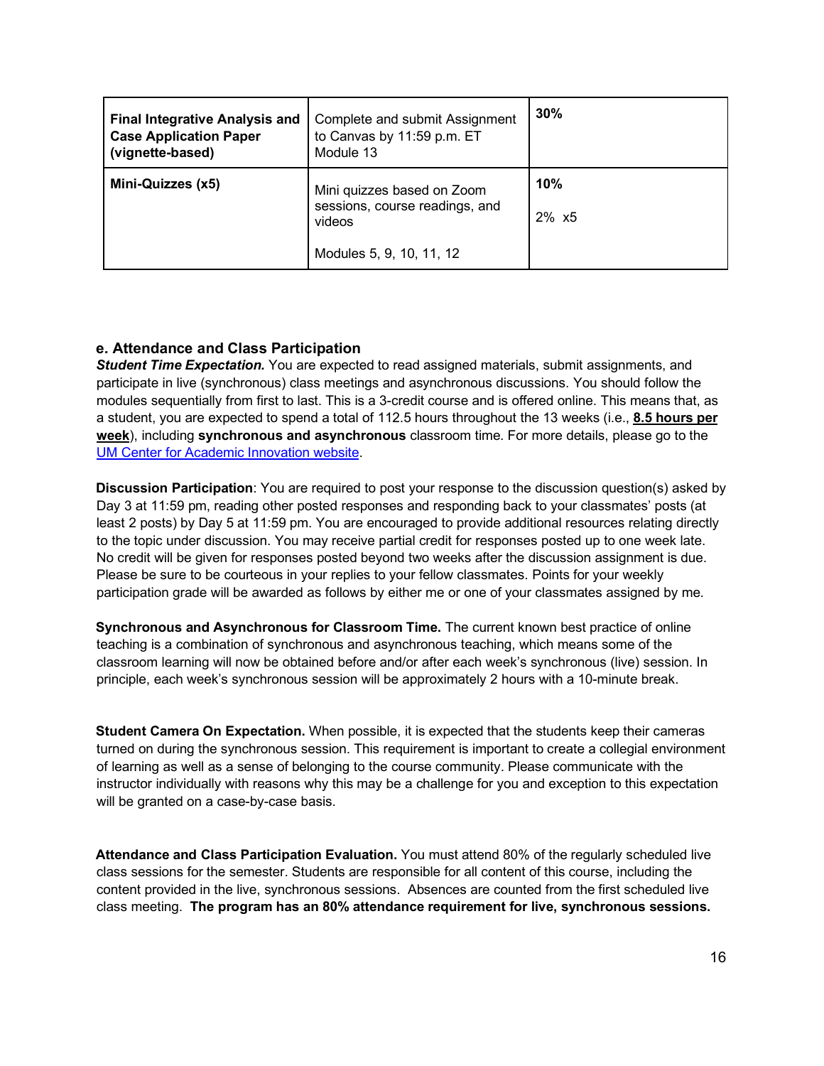| **Final Integrative Analysis and Case Application Paper (vignette-based)** | Complete and submit Assignment to Canvas by 11:59 p.m. ET Module 13 | **30%** |
| --- | --- | --- |
| **Mini-Quizzes (x5)** | Mini quizzes based on Zoom sessions, course readings, and videos<br><br>Modules 5, 9, 10, 11, 12 | **10%**<br><br>2% x5 |

### e. Attendance and Class Participation

***Student Time Expectation.*** You are expected to read assigned materials, submit assignments, and participate in live (synchronous) class meetings and asynchronous discussions. You should follow the modules sequentially from first to last. This is a 3-credit course and is offered online. This means that, as a student, you are expected to spend a total of 112.5 hours throughout the 13 weeks (i.e., **8.5 hours per week**), including **synchronous and asynchronous** classroom time. For more details, please go to the [UM Center for Academic Innovation website](UM Center for Academic Innovation website).

**Discussion Participation**: You are required to post your response to the discussion question(s) asked by Day 3 at 11:59 pm, reading other posted responses and responding back to your classmates' posts (at least 2 posts) by Day 5 at 11:59 pm. You are encouraged to provide additional resources relating directly to the topic under discussion. You may receive partial credit for responses posted up to one week late. No credit will be given for responses posted beyond two weeks after the discussion assignment is due. Please be sure to be courteous in your replies to your fellow classmates. Points for your weekly participation grade will be awarded as follows by either me or one of your classmates assigned by me.

**Synchronous and Asynchronous for Classroom Time.** The current known best practice of online teaching is a combination of synchronous and asynchronous teaching, which means some of the classroom learning will now be obtained before and/or after each week's synchronous (live) session. In principle, each week's synchronous session will be approximately 2 hours with a 10-minute break.

**Student Camera On Expectation.** When possible, it is expected that the students keep their cameras turned on during the synchronous session. This requirement is important to create a collegial environment of learning as well as a sense of belonging to the course community. Please communicate with the instructor individually with reasons why this may be a challenge for you and exception to this expectation will be granted on a case-by-case basis.

**Attendance and Class Participation Evaluation.** You must attend 80% of the regularly scheduled live class sessions for the semester. Students are responsible for all content of this course, including the content provided in the live, synchronous sessions. Absences are counted from the first scheduled live class meeting. **The program has an 80% attendance requirement for live, synchronous sessions.**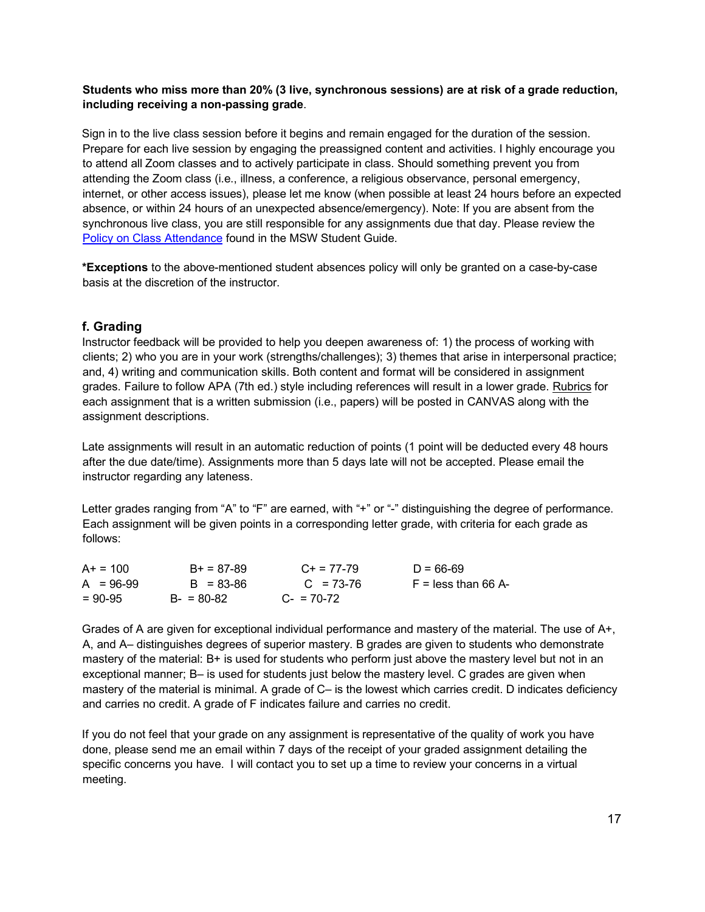**Students who miss more than 20% (3 live, synchronous sessions) are at risk of a grade reduction, including receiving a non-passing grade**.

Sign in to the live class session before it begins and remain engaged for the duration of the session. Prepare for each live session by engaging the preassigned content and activities. I highly encourage you to attend all Zoom classes and to actively participate in class. Should something prevent you from attending the Zoom class (i.e., illness, a conference, a religious observance, personal emergency, internet, or other access issues), please let me know (when possible at least 24 hours before an expected absence, or within 24 hours of an unexpected absence/emergency). Note: If you are absent from the synchronous live class, you are still responsible for any assignments due that day. Please review the Policy on Class Attendance found in the MSW Student Guide.

***Exceptions** to the above-mentioned student absences policy will only be granted on a case-by-case basis at the discretion of the instructor.

### f. Grading

Instructor feedback will be provided to help you deepen awareness of: 1) the process of working with clients; 2) who you are in your work (strengths/challenges); 3) themes that arise in interpersonal practice; and, 4) writing and communication skills. Both content and format will be considered in assignment grades. Failure to follow APA (7th ed.) style including references will result in a lower grade. Rubrics for each assignment that is a written submission (i.e., papers) will be posted in CANVAS along with the assignment descriptions.

Late assignments will result in an automatic reduction of points (1 point will be deducted every 48 hours after the due date/time). Assignments more than 5 days late will not be accepted. Please email the instructor regarding any lateness.

Letter grades ranging from "A" to "F" are earned, with "+" or "-" distinguishing the degree of performance. Each assignment will be given points in a corresponding letter grade, with criteria for each grade as follows:

| | | | |
|---|---|---|---|
| A+ = 100 | B+ = 87-89 | C+ = 77-79 | D = 66-69 |
| A = 96-99 | B = 83-86 | C = 73-76 | F = less than 66 |
| A- = 90-95 | B- = 80-82 | C- = 70-72 | |

Grades of A are given for exceptional individual performance and mastery of the material. The use of A+, A, and A– distinguishes degrees of superior mastery. B grades are given to students who demonstrate mastery of the material: B+ is used for students who perform just above the mastery level but not in an exceptional manner; B– is used for students just below the mastery level. C grades are given when mastery of the material is minimal. A grade of C– is the lowest which carries credit. D indicates deficiency and carries no credit. A grade of F indicates failure and carries no credit.

If you do not feel that your grade on any assignment is representative of the quality of work you have done, please send me an email within 7 days of the receipt of your graded assignment detailing the specific concerns you have. I will contact you to set up a time to review your concerns in a virtual meeting.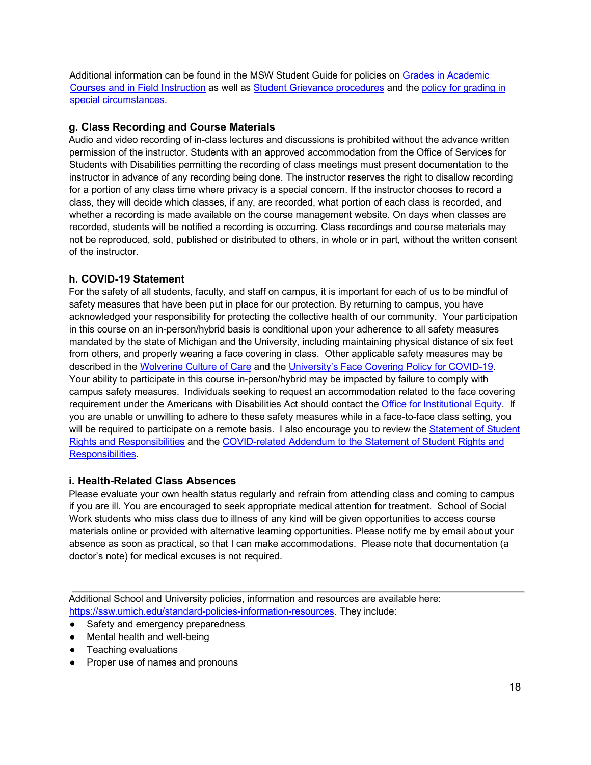Additional information can be found in the MSW Student Guide for policies on [Grades in Academic Courses and in Field Instruction] as well as [Student Grievance procedures] and the [policy for grading in special circumstances.]

### g. Class Recording and Course Materials

Audio and video recording of in-class lectures and discussions is prohibited without the advance written permission of the instructor. Students with an approved accommodation from the Office of Services for Students with Disabilities permitting the recording of class meetings must present documentation to the instructor in advance of any recording being done. The instructor reserves the right to disallow recording for a portion of any class time where privacy is a special concern. If the instructor chooses to record a class, they will decide which classes, if any, are recorded, what portion of each class is recorded, and whether a recording is made available on the course management website. On days when classes are recorded, students will be notified a recording is occurring. Class recordings and course materials may not be reproduced, sold, published or distributed to others, in whole or in part, without the written consent of the instructor.

### h. COVID-19 Statement

For the safety of all students, faculty, and staff on campus, it is important for each of us to be mindful of safety measures that have been put in place for our protection. By returning to campus, you have acknowledged your responsibility for protecting the collective health of our community. Your participation in this course on an in-person/hybrid basis is conditional upon your adherence to all safety measures mandated by the state of Michigan and the University, including maintaining physical distance of six feet from others, and properly wearing a face covering in class. Other applicable safety measures may be described in the [Wolverine Culture of Care] and the [University's Face Covering Policy for COVID-19]. Your ability to participate in this course in-person/hybrid may be impacted by failure to comply with campus safety measures. Individuals seeking to request an accommodation related to the face covering requirement under the Americans with Disabilities Act should contact the [Office for Institutional Equity]. If you are unable or unwilling to adhere to these safety measures while in a face-to-face class setting, you will be required to participate on a remote basis. I also encourage you to review the [Statement of Student Rights and Responsibilities] and the [COVID-related Addendum to the Statement of Student Rights and Responsibilities].

### i. Health-Related Class Absences

Please evaluate your own health status regularly and refrain from attending class and coming to campus if you are ill. You are encouraged to seek appropriate medical attention for treatment. School of Social Work students who miss class due to illness of any kind will be given opportunities to access course materials online or provided with alternative learning opportunities. Please notify me by email about your absence as soon as practical, so that I can make accommodations. Please note that documentation (a doctor's note) for medical excuses is not required.

---

Additional School and University policies, information and resources are available here: https://ssw.umich.edu/standard-policies-information-resources. They include:

- Safety and emergency preparedness
- Mental health and well-being
- Teaching evaluations
- Proper use of names and pronouns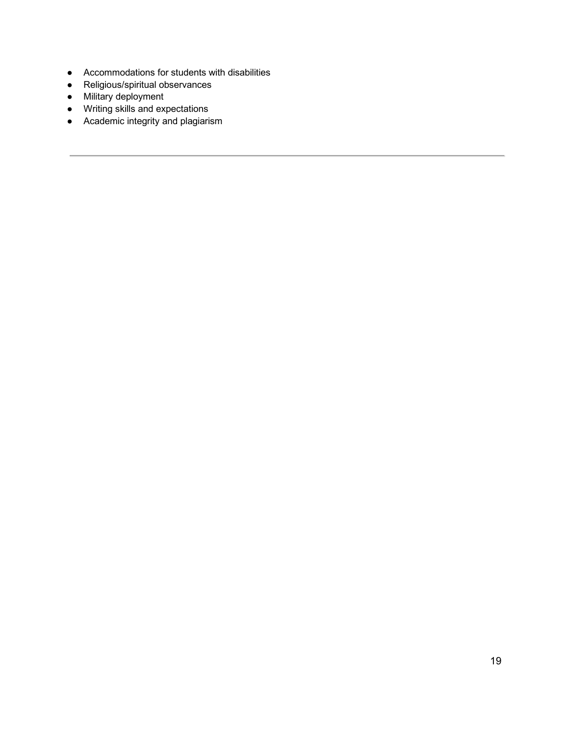- Accommodations for students with disabilities
- Religious/spiritual observances
- Military deployment
- Writing skills and expectations
- Academic integrity and plagiarism

---